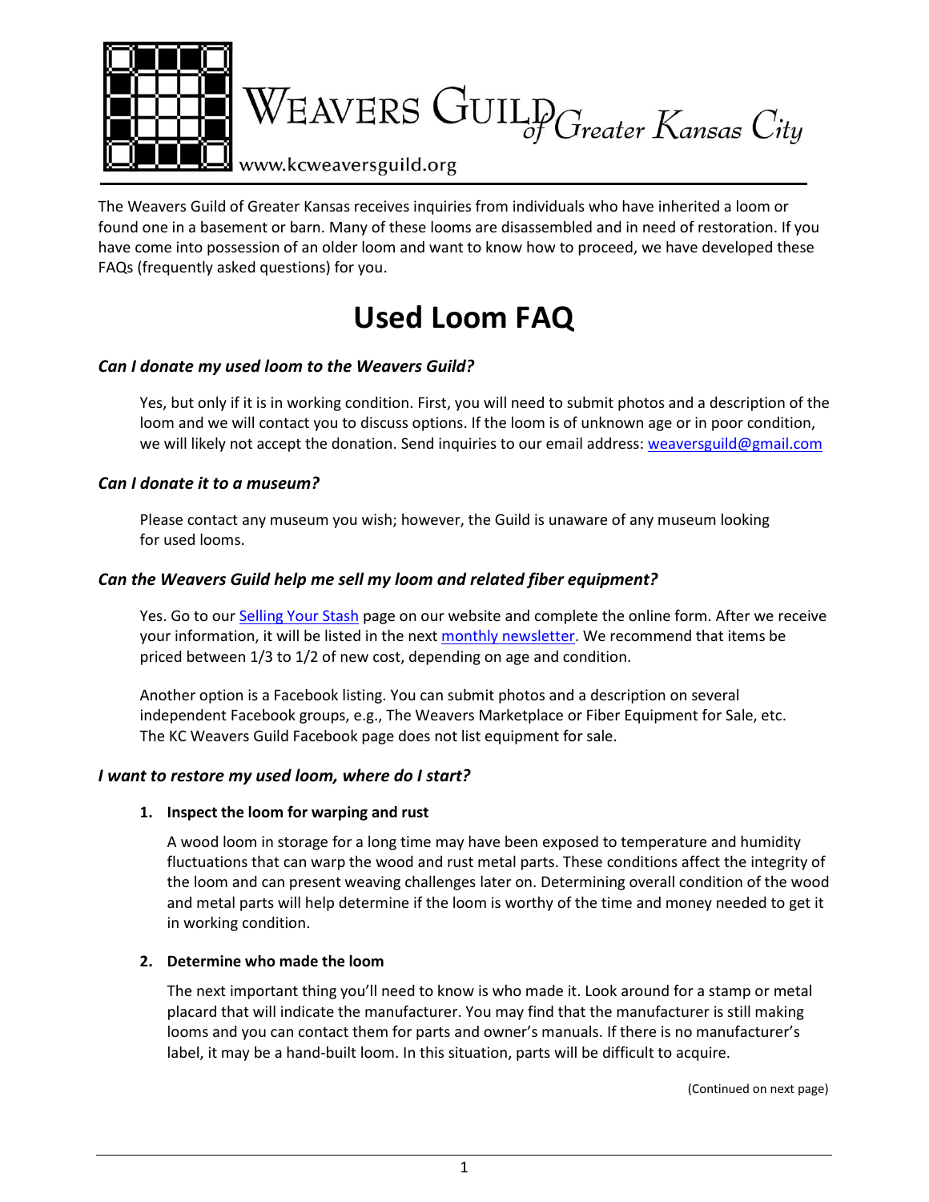Weavers Guild of Greater Kansas City

www.kcweaversguild.org

The Weavers Guild of Greater Kansas receives inquiries from individuals who have inherited a loom or found one in a basement or barn. Many of these looms are disassembled and in need of restoration. If you have come into possession of an older loom and want to know how to proceed, we have developed these FAQs (frequently asked questions) for you.

# Used Loom FAQ

### *Can I donate my used loom to the Weavers Guild?*

Yes, but only if it is in working condition. First, you will need to submit photos and a description of the loom and we will contact you to discuss options. If the loom is of unknown age or in poor condition, we will likely not accept the donation. Send inquiries to our email address: weaversguild@gmail.com

### *Can I donate it to a museum?*

Please contact any museum you wish; however, the Guild is unaware of any museum looking for used looms.

### *Can the Weavers Guild help me sell my loom and related fiber equipment?*

Yes. Go to our Selling Your Stash page on our website and complete the online form. After we receive your information, it will be listed in the next monthly newsletter. We recommend that items be priced between 1/3 to 1/2 of new cost, depending on age and condition.

Another option is a Facebook listing. You can submit photos and a description on several independent Facebook groups, e.g., The Weavers Marketplace or Fiber Equipment for Sale, etc. The KC Weavers Guild Facebook page does not list equipment for sale.

### *I want to restore my used loom, where do I start?*

1. **Inspect the loom for warping and rust**

   A wood loom in storage for a long time may have been exposed to temperature and humidity fluctuations that can warp the wood and rust metal parts. These conditions affect the integrity of the loom and can present weaving challenges later on. Determining overall condition of the wood and metal parts will help determine if the loom is worthy of the time and money needed to get it in working condition.

2. **Determine who made the loom**

   The next important thing you'll need to know is who made it. Look around for a stamp or metal placard that will indicate the manufacturer. You may find that the manufacturer is still making looms and you can contact them for parts and owner's manuals. If there is no manufacturer's label, it may be a hand-built loom. In this situation, parts will be difficult to acquire.

(Continued on next page)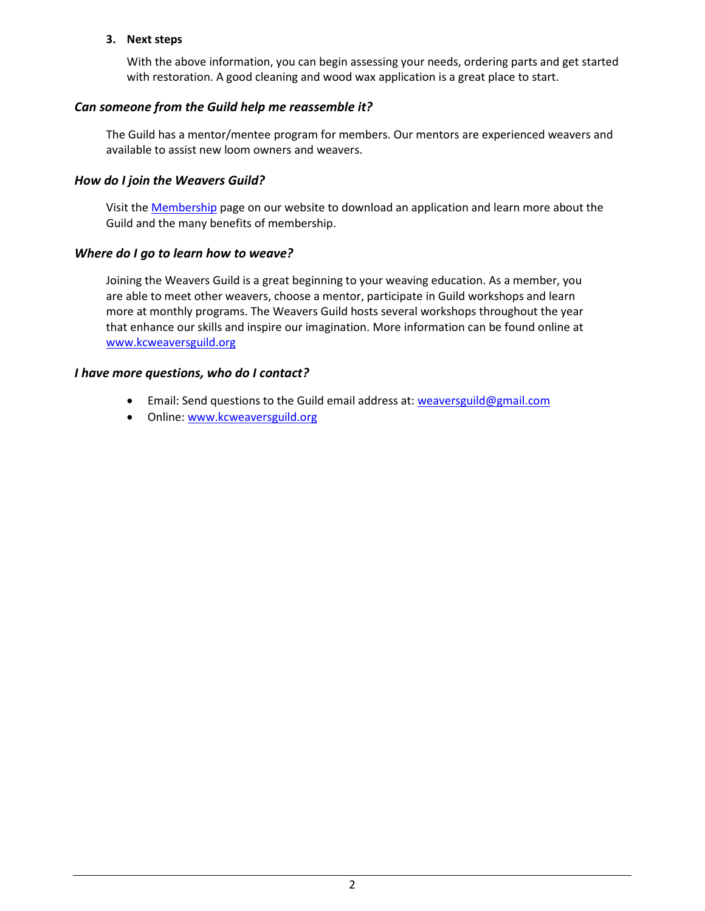**3. Next steps**

With the above information, you can begin assessing your needs, ordering parts and get started with restoration. A good cleaning and wood wax application is a great place to start.

### *Can someone from the Guild help me reassemble it?*

The Guild has a mentor/mentee program for members. Our mentors are experienced weavers and available to assist new loom owners and weavers.

### *How do I join the Weavers Guild?*

Visit the Membership page on our website to download an application and learn more about the Guild and the many benefits of membership.

### *Where do I go to learn how to weave?*

Joining the Weavers Guild is a great beginning to your weaving education. As a member, you are able to meet other weavers, choose a mentor, participate in Guild workshops and learn more at monthly programs. The Weavers Guild hosts several workshops throughout the year that enhance our skills and inspire our imagination. More information can be found online at www.kcweaversguild.org

### *I have more questions, who do I contact?*

- Email: Send questions to the Guild email address at: weaversguild@gmail.com
- Online: www.kcweaversguild.org